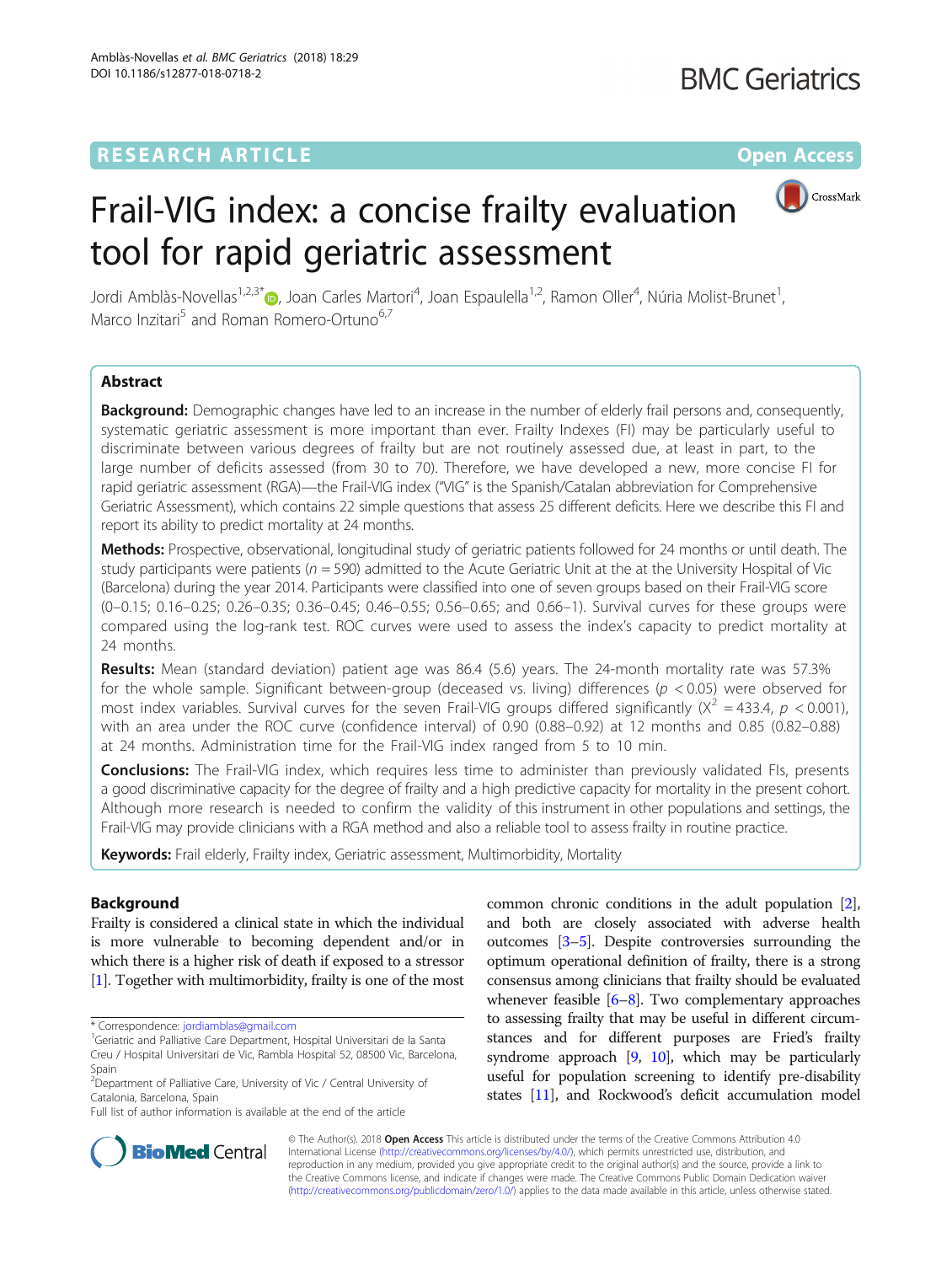RESEARCH ARTICLE

Open Access

# Frail-VIG index: a concise frailty evaluation tool for rapid geriatric assessment

Jordi Amblàs-Novellas[1,2,3*], Joan Carles Martori[4], Joan Espaulella[1,2], Ramon Oller[4], Núria Molist-Brunet[1], Marco Inzitari[5] and Roman Romero-Ortuno[6,7]

## Abstract

**Background:** Demographic changes have led to an increase in the number of elderly frail persons and, consequently, systematic geriatric assessment is more important than ever. Frailty Indexes (FI) may be particularly useful to discriminate between various degrees of frailty but are not routinely assessed due, at least in part, to the large number of deficits assessed (from 30 to 70). Therefore, we have developed a new, more concise FI for rapid geriatric assessment (RGA)—the Frail-VIG index ("VIG" is the Spanish/Catalan abbreviation for Comprehensive Geriatric Assessment), which contains 22 simple questions that assess 25 different deficits. Here we describe this FI and report its ability to predict mortality at 24 months.

**Methods:** Prospective, observational, longitudinal study of geriatric patients followed for 24 months or until death. The study participants were patients ($n = 590$) admitted to the Acute Geriatric Unit at the at the University Hospital of Vic (Barcelona) during the year 2014. Participants were classified into one of seven groups based on their Frail-VIG score (0–0.15; 0.16–0.25; 0.26–0.35; 0.36–0.45; 0.46–0.55; 0.56–0.65; and 0.66–1). Survival curves for these groups were compared using the log-rank test. ROC curves were used to assess the index's capacity to predict mortality at 24 months.

**Results:** Mean (standard deviation) patient age was 86.4 (5.6) years. The 24-month mortality rate was 57.3% for the whole sample. Significant between-group (deceased vs. living) differences ($p < 0.05$) were observed for most index variables. Survival curves for the seven Frail-VIG groups differed significantly ($X^2 = 433.4$, $p < 0.001$), with an area under the ROC curve (confidence interval) of 0.90 (0.88–0.92) at 12 months and 0.85 (0.82–0.88) at 24 months. Administration time for the Frail-VIG index ranged from 5 to 10 min.

**Conclusions:** The Frail-VIG index, which requires less time to administer than previously validated FIs, presents a good discriminative capacity for the degree of frailty and a high predictive capacity for mortality in the present cohort. Although more research is needed to confirm the validity of this instrument in other populations and settings, the Frail-VIG may provide clinicians with a RGA method and also a reliable tool to assess frailty in routine practice.

**Keywords:** Frail elderly, Frailty index, Geriatric assessment, Multimorbidity, Mortality

## Background

Frailty is considered a clinical state in which the individual is more vulnerable to becoming dependent and/or in which there is a higher risk of death if exposed to a stressor [1]. Together with multimorbidity, frailty is one of the most common chronic conditions in the adult population [2], and both are closely associated with adverse health outcomes [3–5]. Despite controversies surrounding the optimum operational definition of frailty, there is a strong consensus among clinicians that frailty should be evaluated whenever feasible [6–8]. Two complementary approaches to assessing frailty that may be useful in different circumstances and for different purposes are Fried's frailty syndrome approach [9, 10], which may be particularly useful for population screening to identify pre-disability states [11], and Rockwood's deficit accumulation model

\* Correspondence: jordiamblas@gmail.com
[1]Geriatric and Palliative Care Department, Hospital Universitari de la Santa Creu / Hospital Universitari de Vic, Rambla Hospital 52, 08500 Vic, Barcelona, Spain
[2]Department of Palliative Care, University of Vic / Central University of Catalonia, Barcelona, Spain
Full list of author information is available at the end of the article

© The Author(s). 2018 **Open Access** This article is distributed under the terms of the Creative Commons Attribution 4.0 International License (http://creativecommons.org/licenses/by/4.0/), which permits unrestricted use, distribution, and reproduction in any medium, provided you give appropriate credit to the original author(s) and the source, provide a link to the Creative Commons license, and indicate if changes were made. The Creative Commons Public Domain Dedication waiver (http://creativecommons.org/publicdomain/zero/1.0/) applies to the data made available in this article, unless otherwise stated.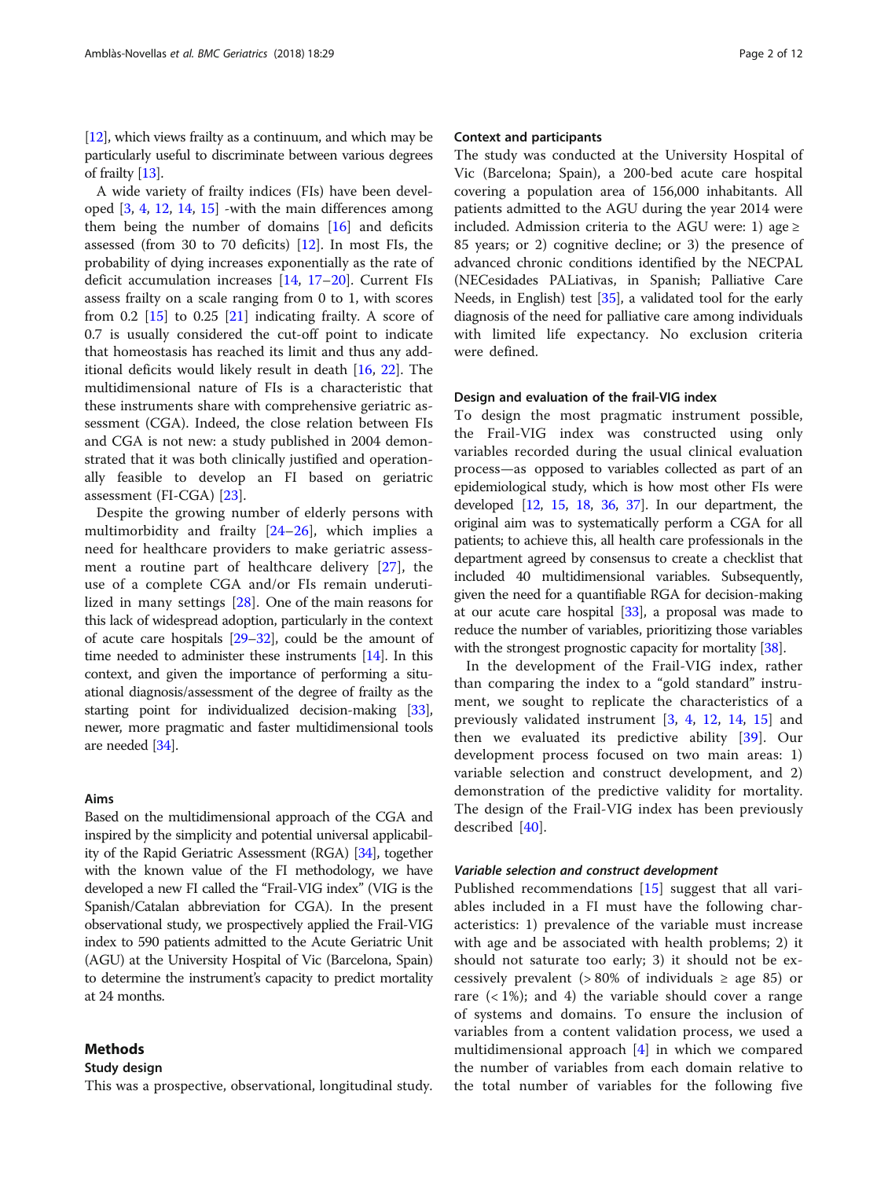[12], which views frailty as a continuum, and which may be particularly useful to discriminate between various degrees of frailty [13].

A wide variety of frailty indices (FIs) have been developed [3, 4, 12, 14, 15] -with the main differences among them being the number of domains [16] and deficits assessed (from 30 to 70 deficits) [12]. In most FIs, the probability of dying increases exponentially as the rate of deficit accumulation increases [14, 17–20]. Current FIs assess frailty on a scale ranging from 0 to 1, with scores from 0.2 [15] to 0.25 [21] indicating frailty. A score of 0.7 is usually considered the cut-off point to indicate that homeostasis has reached its limit and thus any additional deficits would likely result in death [16, 22]. The multidimensional nature of FIs is a characteristic that these instruments share with comprehensive geriatric assessment (CGA). Indeed, the close relation between FIs and CGA is not new: a study published in 2004 demonstrated that it was both clinically justified and operationally feasible to develop an FI based on geriatric assessment (FI-CGA) [23].

Despite the growing number of elderly persons with multimorbidity and frailty [24–26], which implies a need for healthcare providers to make geriatric assessment a routine part of healthcare delivery [27], the use of a complete CGA and/or FIs remain underutilized in many settings [28]. One of the main reasons for this lack of widespread adoption, particularly in the context of acute care hospitals [29–32], could be the amount of time needed to administer these instruments [14]. In this context, and given the importance of performing a situational diagnosis/assessment of the degree of frailty as the starting point for individualized decision-making [33], newer, more pragmatic and faster multidimensional tools are needed [34].

## Aims

Based on the multidimensional approach of the CGA and inspired by the simplicity and potential universal applicability of the Rapid Geriatric Assessment (RGA) [34], together with the known value of the FI methodology, we have developed a new FI called the "Frail-VIG index" (VIG is the Spanish/Catalan abbreviation for CGA). In the present observational study, we prospectively applied the Frail-VIG index to 590 patients admitted to the Acute Geriatric Unit (AGU) at the University Hospital of Vic (Barcelona, Spain) to determine the instrument's capacity to predict mortality at 24 months.

# Methods

## Study design

This was a prospective, observational, longitudinal study.

## Context and participants

The study was conducted at the University Hospital of Vic (Barcelona; Spain), a 200-bed acute care hospital covering a population area of 156,000 inhabitants. All patients admitted to the AGU during the year 2014 were included. Admission criteria to the AGU were: 1) age ≥ 85 years; or 2) cognitive decline; or 3) the presence of advanced chronic conditions identified by the NECPAL (NECesidades PALiativas, in Spanish; Palliative Care Needs, in English) test [35], a validated tool for the early diagnosis of the need for palliative care among individuals with limited life expectancy. No exclusion criteria were defined.

## Design and evaluation of the frail-VIG index

To design the most pragmatic instrument possible, the Frail-VIG index was constructed using only variables recorded during the usual clinical evaluation process—as opposed to variables collected as part of an epidemiological study, which is how most other FIs were developed [12, 15, 18, 36, 37]. In our department, the original aim was to systematically perform a CGA for all patients; to achieve this, all health care professionals in the department agreed by consensus to create a checklist that included 40 multidimensional variables. Subsequently, given the need for a quantifiable RGA for decision-making at our acute care hospital [33], a proposal was made to reduce the number of variables, prioritizing those variables with the strongest prognostic capacity for mortality [38].

In the development of the Frail-VIG index, rather than comparing the index to a "gold standard" instrument, we sought to replicate the characteristics of a previously validated instrument [3, 4, 12, 14, 15] and then we evaluated its predictive ability [39]. Our development process focused on two main areas: 1) variable selection and construct development, and 2) demonstration of the predictive validity for mortality. The design of the Frail-VIG index has been previously described [40].

### *Variable selection and construct development*

Published recommendations [15] suggest that all variables included in a FI must have the following characteristics: 1) prevalence of the variable must increase with age and be associated with health problems; 2) it should not saturate too early; 3) it should not be excessively prevalent (> 80% of individuals ≥ age 85) or rare (< 1%); and 4) the variable should cover a range of systems and domains. To ensure the inclusion of variables from a content validation process, we used a multidimensional approach [4] in which we compared the number of variables from each domain relative to the total number of variables for the following five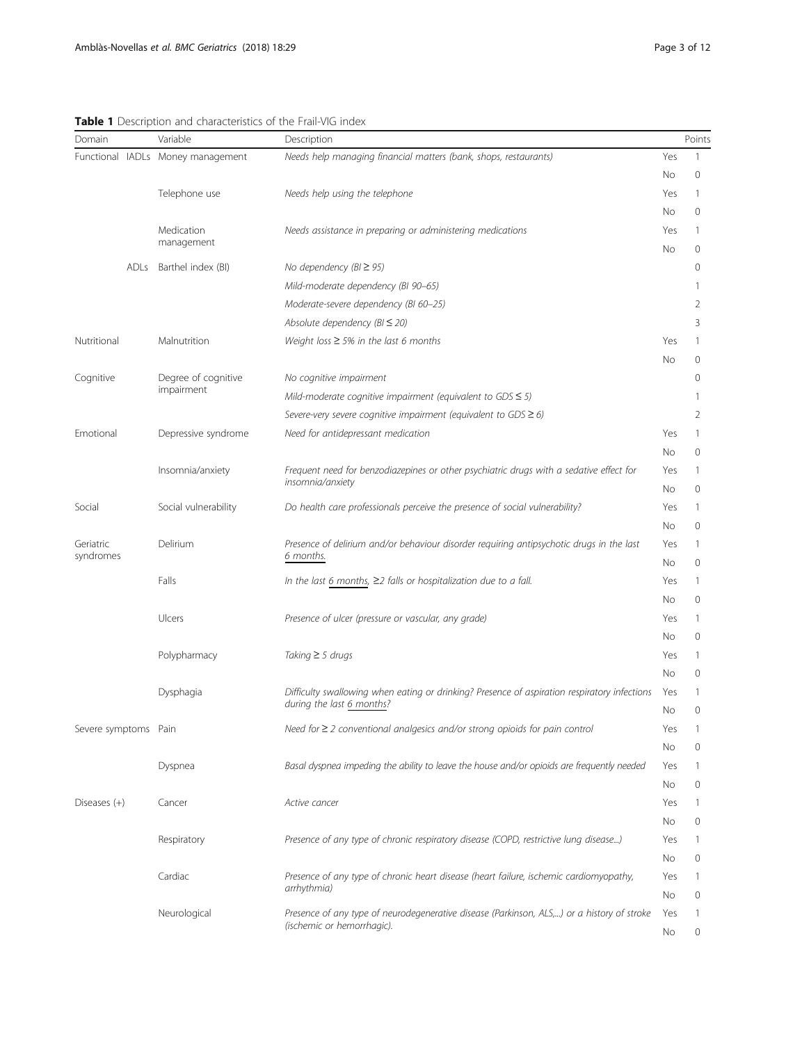**Table 1** Description and characteristics of the Frail-VIG index

| Domain | | Variable | Description | | Points |
|---|---|---|---|---|---|
| Functional | IADLs | Money management | *Needs help managing financial matters (bank, shops, restaurants)* | Yes | 1 |
| | | | | No | 0 |
| | | Telephone use | *Needs help using the telephone* | Yes | 1 |
| | | | | No | 0 |
| | | Medication management | *Needs assistance in preparing or administering medications* | Yes | 1 |
| | | | | No | 0 |
| | ADLs | Barthel index (BI) | *No dependency (BI ≥ 95)* | | 0 |
| | | | *Mild-moderate dependency (BI 90–65)* | | 1 |
| | | | *Moderate-severe dependency (BI 60–25)* | | 2 |
| | | | *Absolute dependency (BI ≤ 20)* | | 3 |
| Nutritional | | Malnutrition | *Weight loss ≥ 5% in the last 6 months* | Yes | 1 |
| | | | | No | 0 |
| Cognitive | | Degree of cognitive impairment | *No cognitive impairment* | | 0 |
| | | | *Mild-moderate cognitive impairment (equivalent to GDS ≤ 5)* | | 1 |
| | | | *Severe-very severe cognitive impairment (equivalent to GDS ≥ 6)* | | 2 |
| Emotional | | Depressive syndrome | *Need for antidepressant medication* | Yes | 1 |
| | | | | No | 0 |
| | | Insomnia/anxiety | *Frequent need for benzodiazepines or other psychiatric drugs with a sedative effect for insomnia/anxiety* | Yes | 1 |
| | | | | No | 0 |
| Social | | Social vulnerability | *Do health care professionals perceive the presence of social vulnerability?* | Yes | 1 |
| | | | | No | 0 |
| Geriatric syndromes | | Delirium | *Presence of delirium and/or behaviour disorder requiring antipsychotic drugs in the last 6 months.* | Yes | 1 |
| | | | | No | 0 |
| | | Falls | *In the last 6 months, ≥2 falls or hospitalization due to a fall.* | Yes | 1 |
| | | | | No | 0 |
| | | Ulcers | *Presence of ulcer (pressure or vascular, any grade)* | Yes | 1 |
| | | | | No | 0 |
| | | Polypharmacy | *Taking ≥ 5 drugs* | Yes | 1 |
| | | | | No | 0 |
| | | Dysphagia | *Difficulty swallowing when eating or drinking? Presence of aspiration respiratory infections during the last 6 months?* | Yes | 1 |
| | | | | No | 0 |
| Severe symptoms | | Pain | *Need for ≥ 2 conventional analgesics and/or strong opioids for pain control* | Yes | 1 |
| | | | | No | 0 |
| | | Dyspnea | *Basal dyspnea impeding the ability to leave the house and/or opioids are frequently needed* | Yes | 1 |
| | | | | No | 0 |
| Diseases (+) | | Cancer | *Active cancer* | Yes | 1 |
| | | | | No | 0 |
| | | Respiratory | *Presence of any type of chronic respiratory disease (COPD, restrictive lung disease...)* | Yes | 1 |
| | | | | No | 0 |
| | | Cardiac | *Presence of any type of chronic heart disease (heart failure, ischemic cardiomyopathy, arrhythmia)* | Yes | 1 |
| | | | | No | 0 |
| | | Neurological | *Presence of any type of neurodegenerative disease (Parkinson, ALS,...) or a history of stroke (ischemic or hemorrhagic).* | Yes | 1 |
| | | | | No | 0 |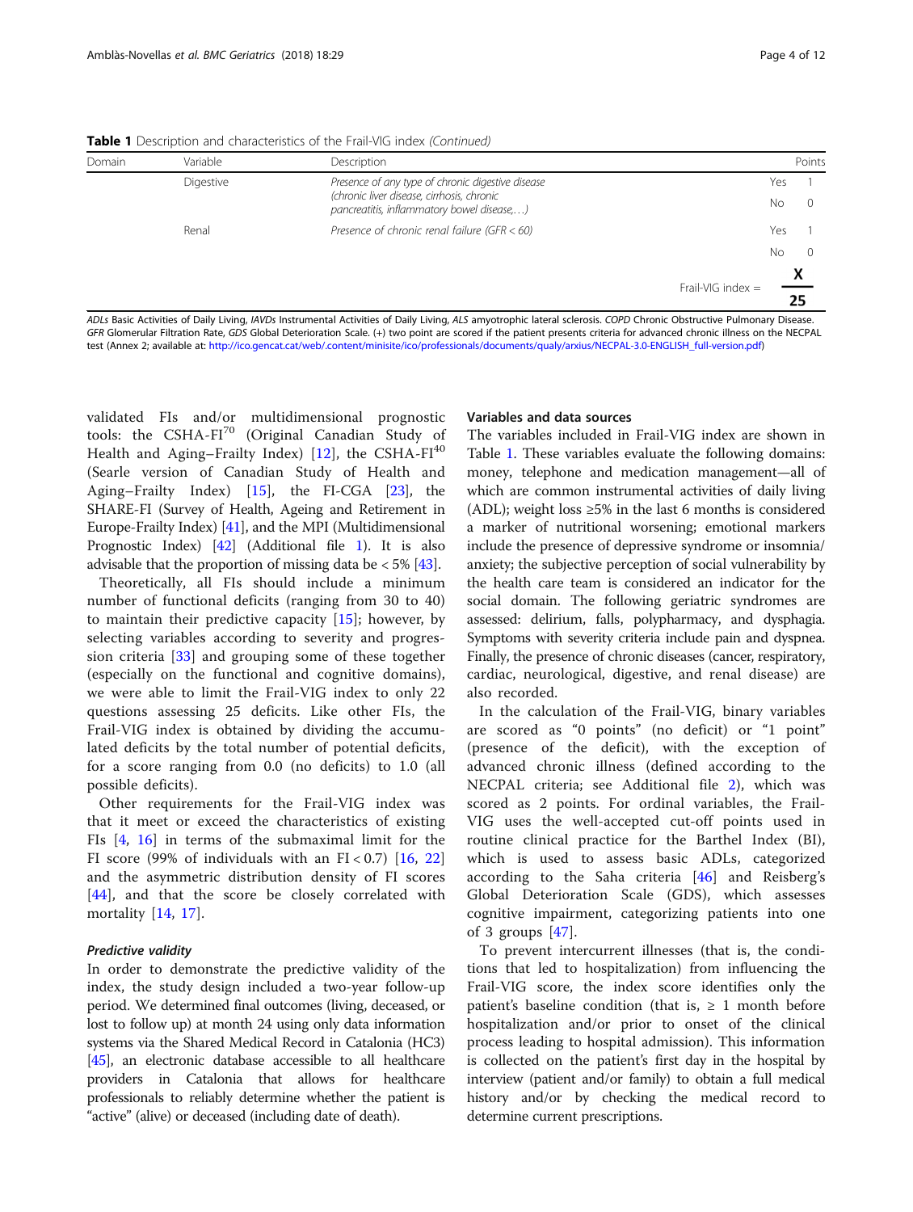**Table 1** Description and characteristics of the Frail-VIG index *(Continued)*

| Domain | Variable | Description | | Points |
|---|---|---|---|---|
| | Digestive | *Presence of any type of chronic digestive disease (chronic liver disease, cirrhosis, chronic pancreatitis, inflammatory bowel disease,…)* | Yes | 1 |
| | | | No | 0 |
| | Renal | *Presence of chronic renal failure (GFR < 60)* | Yes | 1 |
| | | | No | 0 |
| | | | Frail-VIG index = | $\frac{X}{25}$ |

*ADLs* Basic Activities of Daily Living, *IAVDs* Instrumental Activities of Daily Living, *ALS* amyotrophic lateral sclerosis. *COPD* Chronic Obstructive Pulmonary Disease. *GFR* Glomerular Filtration Rate, *GDS* Global Deterioration Scale. (+) two point are scored if the patient presents criteria for advanced chronic illness on the NECPAL test (Annex 2; available at: http://ico.gencat.cat/web/.content/minisite/ico/professionals/documents/qualy/arxius/NECPAL-3.0-ENGLISH_full-version.pdf)

validated FIs and/or multidimensional prognostic tools: the CSHA-FI[70] (Original Canadian Study of Health and Aging–Frailty Index) [12], the CSHA-FI[40] (Searle version of Canadian Study of Health and Aging–Frailty Index) [15], the FI-CGA [23], the SHARE-FI (Survey of Health, Ageing and Retirement in Europe-Frailty Index) [41], and the MPI (Multidimensional Prognostic Index) [42] (Additional file 1). It is also advisable that the proportion of missing data be < 5% [43].

Theoretically, all FIs should include a minimum number of functional deficits (ranging from 30 to 40) to maintain their predictive capacity [15]; however, by selecting variables according to severity and progression criteria [33] and grouping some of these together (especially on the functional and cognitive domains), we were able to limit the Frail-VIG index to only 22 questions assessing 25 deficits. Like other FIs, the Frail-VIG index is obtained by dividing the accumulated deficits by the total number of potential deficits, for a score ranging from 0.0 (no deficits) to 1.0 (all possible deficits).

Other requirements for the Frail-VIG index was that it meet or exceed the characteristics of existing FIs [4, 16] in terms of the submaximal limit for the FI score (99% of individuals with an FI < 0.7) [16, 22] and the asymmetric distribution density of FI scores [44], and that the score be closely correlated with mortality [14, 17].

#### *Predictive validity*

In order to demonstrate the predictive validity of the index, the study design included a two-year follow-up period. We determined final outcomes (living, deceased, or lost to follow up) at month 24 using only data information systems via the Shared Medical Record in Catalonia (HC3) [45], an electronic database accessible to all healthcare providers in Catalonia that allows for healthcare professionals to reliably determine whether the patient is "active" (alive) or deceased (including date of death).

### Variables and data sources

The variables included in Frail-VIG index are shown in Table 1. These variables evaluate the following domains: money, telephone and medication management—all of which are common instrumental activities of daily living (ADL); weight loss ≥5% in the last 6 months is considered a marker of nutritional worsening; emotional markers include the presence of depressive syndrome or insomnia/anxiety; the subjective perception of social vulnerability by the health care team is considered an indicator for the social domain. The following geriatric syndromes are assessed: delirium, falls, polypharmacy, and dysphagia. Symptoms with severity criteria include pain and dyspnea. Finally, the presence of chronic diseases (cancer, respiratory, cardiac, neurological, digestive, and renal disease) are also recorded.

In the calculation of the Frail-VIG, binary variables are scored as "0 points" (no deficit) or "1 point" (presence of the deficit), with the exception of advanced chronic illness (defined according to the NECPAL criteria; see Additional file 2), which was scored as 2 points. For ordinal variables, the Frail-VIG uses the well-accepted cut-off points used in routine clinical practice for the Barthel Index (BI), which is used to assess basic ADLs, categorized according to the Saha criteria [46] and Reisberg's Global Deterioration Scale (GDS), which assesses cognitive impairment, categorizing patients into one of 3 groups [47].

To prevent intercurrent illnesses (that is, the conditions that led to hospitalization) from influencing the Frail-VIG score, the index score identifies only the patient's baseline condition (that is, ≥ 1 month before hospitalization and/or prior to onset of the clinical process leading to hospital admission). This information is collected on the patient's first day in the hospital by interview (patient and/or family) to obtain a full medical history and/or by checking the medical record to determine current prescriptions.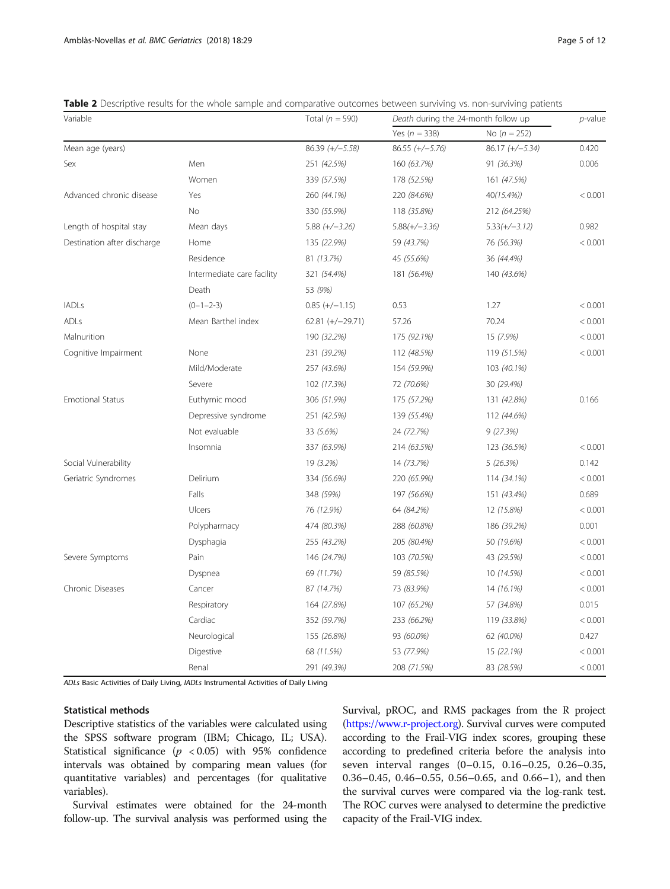**Table 2** Descriptive results for the whole sample and comparative outcomes between surviving vs. non-surviving patients

| Variable | | Total (*n* = 590) | *Death* during the 24-month follow up | | *p*-value |
|---|---|---|---|---|---|
| | | | Yes (*n* = 338) | No (*n* = 252) | |
| Mean age (years) | | 86.39 (+/−5.58) | 86.55 (+/−5.76) | 86.17 (+/−5.34) | 0.420 |
| Sex | Men | 251 (42.5%) | 160 (63.7%) | 91 (36.3%) | 0.006 |
| | Women | 339 (57.5%) | 178 (52.5%) | 161 (47.5%) | |
| Advanced chronic disease | Yes | 260 (44.1%) | 220 (84.6%) | 40(15.4%)) | < 0.001 |
| | No | 330 (55.9%) | 118 (35.8%) | 212 (64.25%) | |
| Length of hospital stay | Mean days | 5.88 (+/−3.26) | 5.88(+/−3.36) | 5.33(+/−3.12) | 0.982 |
| Destination after discharge | Home | 135 (22.9%) | 59 (43.7%) | 76 (56.3%) | < 0.001 |
| | Residence | 81 (13.7%) | 45 (55.6%) | 36 (44.4%) | |
| | Intermediate care facility | 321 (54.4%) | 181 (56.4%) | 140 (43.6%) | |
| | Death | 53 (9%) | | | |
| IADLs | (0–1–2-3) | 0.85 (+/−1.15) | 0.53 | 1.27 | < 0.001 |
| ADLs | Mean Barthel index | 62.81 (+/−29.71) | 57.26 | 70.24 | < 0.001 |
| Malnurition | | 190 (32.2%) | 175 (92.1%) | 15 (7.9%) | < 0.001 |
| Cognitive Impairment | None | 231 (39.2%) | 112 (48.5%) | 119 (51.5%) | < 0.001 |
| | Mild/Moderate | 257 (43.6%) | 154 (59.9%) | 103 (40.1%) | |
| | Severe | 102 (17.3%) | 72 (70.6%) | 30 (29.4%) | |
| Emotional Status | Euthymic mood | 306 (51.9%) | 175 (57.2%) | 131 (42.8%) | 0.166 |
| | Depressive syndrome | 251 (42.5%) | 139 (55.4%) | 112 (44.6%) | |
| | Not evaluable | 33 (5.6%) | 24 (72.7%) | 9 (27.3%) | |
| | Insomnia | 337 (63.9%) | 214 (63.5%) | 123 (36.5%) | < 0.001 |
| Social Vulnerability | | 19 (3.2%) | 14 (73.7%) | 5 (26.3%) | 0.142 |
| Geriatric Syndromes | Delirium | 334 (56.6%) | 220 (65.9%) | 114 (34.1%) | < 0.001 |
| | Falls | 348 (59%) | 197 (56.6%) | 151 (43.4%) | 0.689 |
| | Ulcers | 76 (12.9%) | 64 (84.2%) | 12 (15.8%) | < 0.001 |
| | Polypharmacy | 474 (80.3%) | 288 (60.8%) | 186 (39.2%) | 0.001 |
| | Dysphagia | 255 (43.2%) | 205 (80.4%) | 50 (19.6%) | < 0.001 |
| Severe Symptoms | Pain | 146 (24.7%) | 103 (70.5%) | 43 (29.5%) | < 0.001 |
| | Dyspnea | 69 (11.7%) | 59 (85.5%) | 10 (14.5%) | < 0.001 |
| Chronic Diseases | Cancer | 87 (14.7%) | 73 (83.9%) | 14 (16.1%) | < 0.001 |
| | Respiratory | 164 (27.8%) | 107 (65.2%) | 57 (34.8%) | 0.015 |
| | Cardiac | 352 (59.7%) | 233 (66.2%) | 119 (33.8%) | < 0.001 |
| | Neurological | 155 (26.8%) | 93 (60.0%) | 62 (40.0%) | 0.427 |
| | Digestive | 68 (11.5%) | 53 (77.9%) | 15 (22.1%) | < 0.001 |
| | Renal | 291 (49.3%) | 208 (71.5%) | 83 (28.5%) | < 0.001 |

*ADLs* Basic Activities of Daily Living, *IADLs* Instrumental Activities of Daily Living

### Statistical methods

Descriptive statistics of the variables were calculated using the SPSS software program (IBM; Chicago, IL; USA). Statistical significance ($p < 0.05$) with 95% confidence intervals was obtained by comparing mean values (for quantitative variables) and percentages (for qualitative variables).

Survival estimates were obtained for the 24-month follow-up. The survival analysis was performed using the Survival, pROC, and RMS packages from the R project (https://www.r-project.org). Survival curves were computed according to the Frail-VIG index scores, grouping these according to predefined criteria before the analysis into seven interval ranges (0–0.15, 0.16–0.25, 0.26–0.35, 0.36–0.45, 0.46–0.55, 0.56–0.65, and 0.66–1), and then the survival curves were compared via the log-rank test. The ROC curves were analysed to determine the predictive capacity of the Frail-VIG index.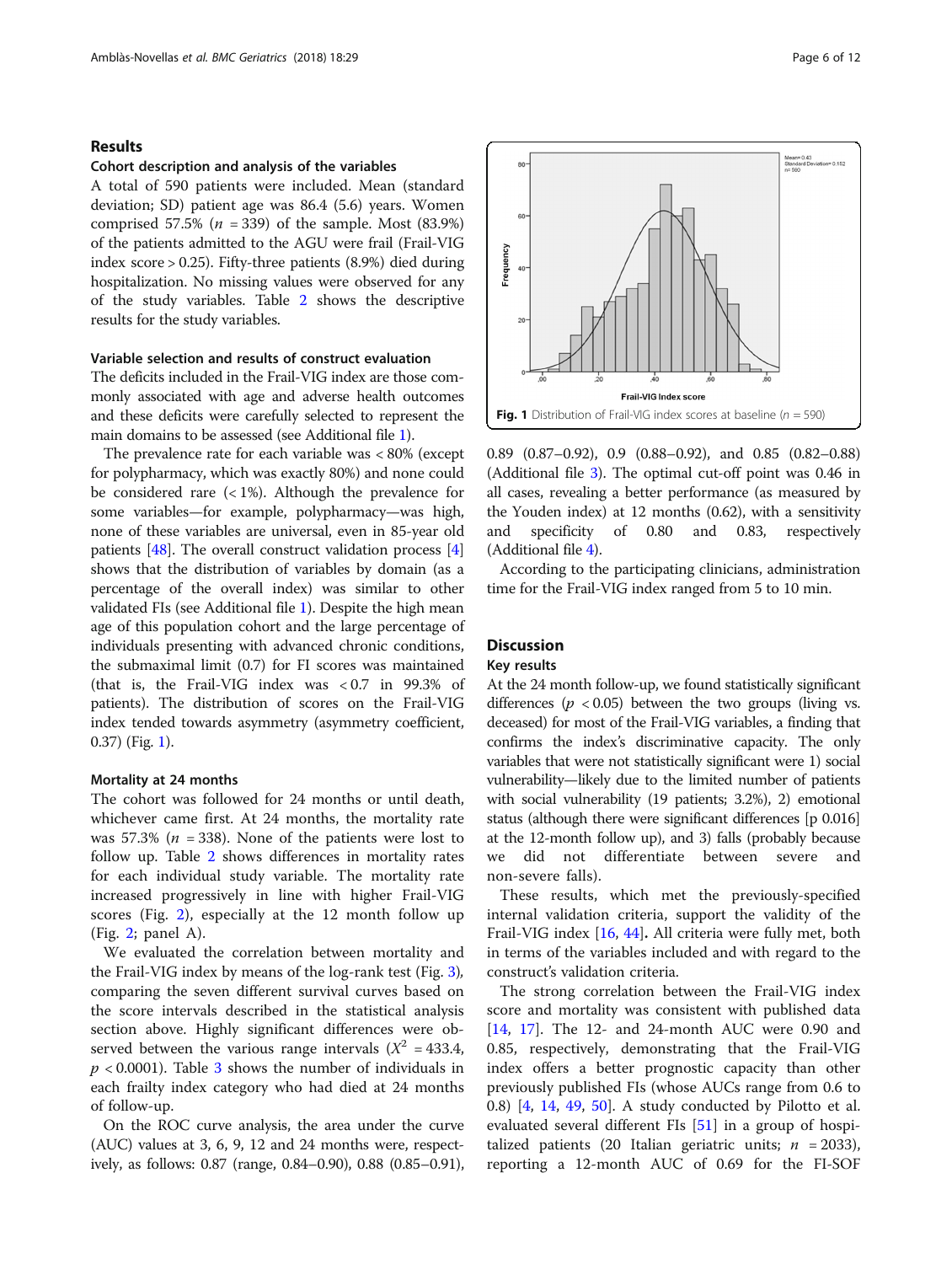## Results

### Cohort description and analysis of the variables

A total of 590 patients were included. Mean (standard deviation; SD) patient age was 86.4 (5.6) years. Women comprised 57.5% ($n$ = 339) of the sample. Most (83.9%) of the patients admitted to the AGU were frail (Frail-VIG index score > 0.25). Fifty-three patients (8.9%) died during hospitalization. No missing values were observed for any of the study variables. Table 2 shows the descriptive results for the study variables.

### Variable selection and results of construct evaluation

The deficits included in the Frail-VIG index are those commonly associated with age and adverse health outcomes and these deficits were carefully selected to represent the main domains to be assessed (see Additional file 1).

The prevalence rate for each variable was < 80% (except for polypharmacy, which was exactly 80%) and none could be considered rare (< 1%). Although the prevalence for some variables—for example, polypharmacy—was high, none of these variables are universal, even in 85-year old patients [48]. The overall construct validation process [4] shows that the distribution of variables by domain (as a percentage of the overall index) was similar to other validated FIs (see Additional file 1). Despite the high mean age of this population cohort and the large percentage of individuals presenting with advanced chronic conditions, the submaximal limit (0.7) for FI scores was maintained (that is, the Frail-VIG index was < 0.7 in 99.3% of patients). The distribution of scores on the Frail-VIG index tended towards asymmetry (asymmetry coefficient, 0.37) (Fig. 1).

Fig. 1 Distribution of Frail-VIG index scores at baseline ($n$ = 590)

### Mortality at 24 months

The cohort was followed for 24 months or until death, whichever came first. At 24 months, the mortality rate was 57.3% ($n$ = 338). None of the patients were lost to follow up. Table 2 shows differences in mortality rates for each individual study variable. The mortality rate increased progressively in line with higher Frail-VIG scores (Fig. 2), especially at the 12 month follow up (Fig. 2; panel A).

We evaluated the correlation between mortality and the Frail-VIG index by means of the log-rank test (Fig. 3), comparing the seven different survival curves based on the score intervals described in the statistical analysis section above. Highly significant differences were observed between the various range intervals ($X^2$ = 433.4, $p$ < 0.0001). Table 3 shows the number of individuals in each frailty index category who had died at 24 months of follow-up.

On the ROC curve analysis, the area under the curve (AUC) values at 3, 6, 9, 12 and 24 months were, respectively, as follows: 0.87 (range, 0.84–0.90), 0.88 (0.85–0.91), 0.89 (0.87–0.92), 0.9 (0.88–0.92), and 0.85 (0.82–0.88) (Additional file 3). The optimal cut-off point was 0.46 in all cases, revealing a better performance (as measured by the Youden index) at 12 months (0.62), with a sensitivity and specificity of 0.80 and 0.83, respectively (Additional file 4).

According to the participating clinicians, administration time for the Frail-VIG index ranged from 5 to 10 min.

## Discussion

### Key results

At the 24 month follow-up, we found statistically significant differences ($p$ < 0.05) between the two groups (living vs. deceased) for most of the Frail-VIG variables, a finding that confirms the index's discriminative capacity. The only variables that were not statistically significant were 1) social vulnerability—likely due to the limited number of patients with social vulnerability (19 patients; 3.2%), 2) emotional status (although there were significant differences [p 0.016] at the 12-month follow up), and 3) falls (probably because we did not differentiate between severe and non-severe falls).

These results, which met the previously-specified internal validation criteria, support the validity of the Frail-VIG index [16, 44]. All criteria were fully met, both in terms of the variables included and with regard to the construct's validation criteria.

The strong correlation between the Frail-VIG index score and mortality was consistent with published data [14, 17]. The 12- and 24-month AUC were 0.90 and 0.85, respectively, demonstrating that the Frail-VIG index offers a better prognostic capacity than other previously published FIs (whose AUCs range from 0.6 to 0.8) [4, 14, 49, 50]. A study conducted by Pilotto et al. evaluated several different FIs [51] in a group of hospitalized patients (20 Italian geriatric units; $n$ = 2033), reporting a 12-month AUC of 0.69 for the FI-SOF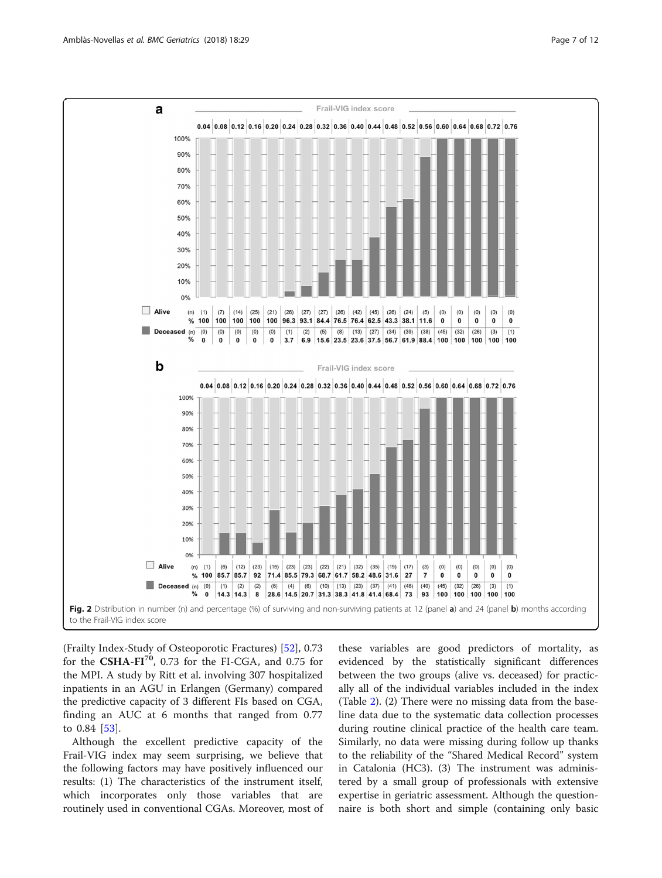Fig. 2 Distribution in number (n) and percentage (%) of surviving and non-surviving patients at 12 (panel **a**) and 24 (panel **b**) months according to the Frail-VIG index score

(Frailty Index-Study of Osteoporotic Fractures) [52], 0.73 for the **CSHA-FI[70]**, 0.73 for the FI-CGA, and 0.75 for the MPI. A study by Ritt et al. involving 307 hospitalized inpatients in an AGU in Erlangen (Germany) compared the predictive capacity of 3 different FIs based on CGA, finding an AUC at 6 months that ranged from 0.77 to 0.84 [53].

Although the excellent predictive capacity of the Frail-VIG index may seem surprising, we believe that the following factors may have positively influenced our results: (1) The characteristics of the instrument itself, which incorporates only those variables that are routinely used in conventional CGAs. Moreover, most of these variables are good predictors of mortality, as evidenced by the statistically significant differences between the two groups (alive vs. deceased) for practically all of the individual variables included in the index (Table 2). (2) There were no missing data from the baseline data due to the systematic data collection processes during routine clinical practice of the health care team. Similarly, no data were missing during follow up thanks to the reliability of the "Shared Medical Record" system in Catalonia (HC3). (3) The instrument was administered by a small group of professionals with extensive expertise in geriatric assessment. Although the questionnaire is both short and simple (containing only basic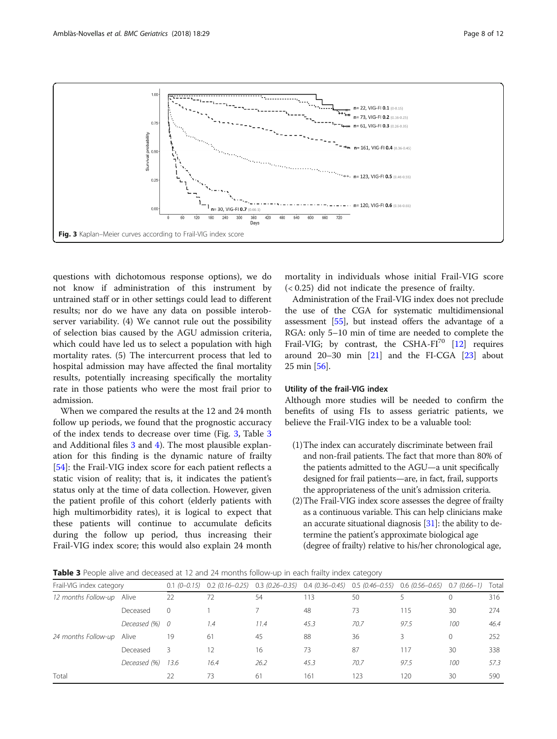Fig. 3 Kaplan–Meier curves according to Frail-VIG index score

questions with dichotomous response options), we do not know if administration of this instrument by untrained staff or in other settings could lead to different results; nor do we have any data on possible interobserver variability. (4) We cannot rule out the possibility of selection bias caused by the AGU admission criteria, which could have led us to select a population with high mortality rates. (5) The intercurrent process that led to hospital admission may have affected the final mortality results, potentially increasing specifically the mortality rate in those patients who were the most frail prior to admission.

When we compared the results at the 12 and 24 month follow up periods, we found that the prognostic accuracy of the index tends to decrease over time (Fig. 3, Table 3 and Additional files 3 and 4). The most plausible explanation for this finding is the dynamic nature of frailty [54]: the Frail-VIG index score for each patient reflects a static vision of reality; that is, it indicates the patient's status only at the time of data collection. However, given the patient profile of this cohort (elderly patients with high multimorbidity rates), it is logical to expect that these patients will continue to accumulate deficits during the follow up period, thus increasing their Frail-VIG index score; this would also explain 24 month mortality in individuals whose initial Frail-VIG score (< 0.25) did not indicate the presence of frailty.

Administration of the Frail-VIG index does not preclude the use of the CGA for systematic multidimensional assessment [55], but instead offers the advantage of a RGA: only 5–10 min of time are needed to complete the Frail-VIG; by contrast, the CSHA-FI$^{70}$ [12] requires around 20–30 min [21] and the FI-CGA [23] about 25 min [56].

### Utility of the frail-VIG index

Although more studies will be needed to confirm the benefits of using FIs to assess geriatric patients, we believe the Frail-VIG index to be a valuable tool:

(1) The index can accurately discriminate between frail and non-frail patients. The fact that more than 80% of the patients admitted to the AGU—a unit specifically designed for frail patients—are, in fact, frail, supports the appropriateness of the unit's admission criteria.

(2) The Frail-VIG index score assesses the degree of frailty as a continuous variable. This can help clinicians make an accurate situational diagnosis [31]: the ability to determine the patient's approximate biological age (degree of frailty) relative to his/her chronological age,

**Table 3** People alive and deceased at 12 and 24 months follow-up in each frailty index category

| Frail-VIG index category | | 0.1 *(0–0.15)* | 0.2 *(0.16–0.25)* | 0.3 *(0.26–0.35)* | 0.4 *(0.36–0.45)* | 0.5 *(0.46–0.55)* | 0.6 *(0.56–0.65)* | 0.7 *(0.66–1)* | Total |
|---|---|---|---|---|---|---|---|---|---|
| *12 months Follow-up* | Alive | 22 | 72 | 54 | 113 | 50 | 5 | 0 | 316 |
| | Deceased | 0 | 1 | 7 | 48 | 73 | 115 | 30 | 274 |
| | *Deceased (%)* | *0* | *1.4* | *11.4* | *45.3* | *70.7* | *97.5* | *100* | *46.4* |
| *24 months Follow-up* | Alive | 19 | 61 | 45 | 88 | 36 | 3 | 0 | 252 |
| | Deceased | 3 | 12 | 16 | 73 | 87 | 117 | 30 | 338 |
| | *Deceased (%)* | *13.6* | *16.4* | *26.2* | *45.3* | *70.7* | *97.5* | *100* | *57.3* |
| Total | | 22 | 73 | 61 | 161 | 123 | 120 | 30 | 590 |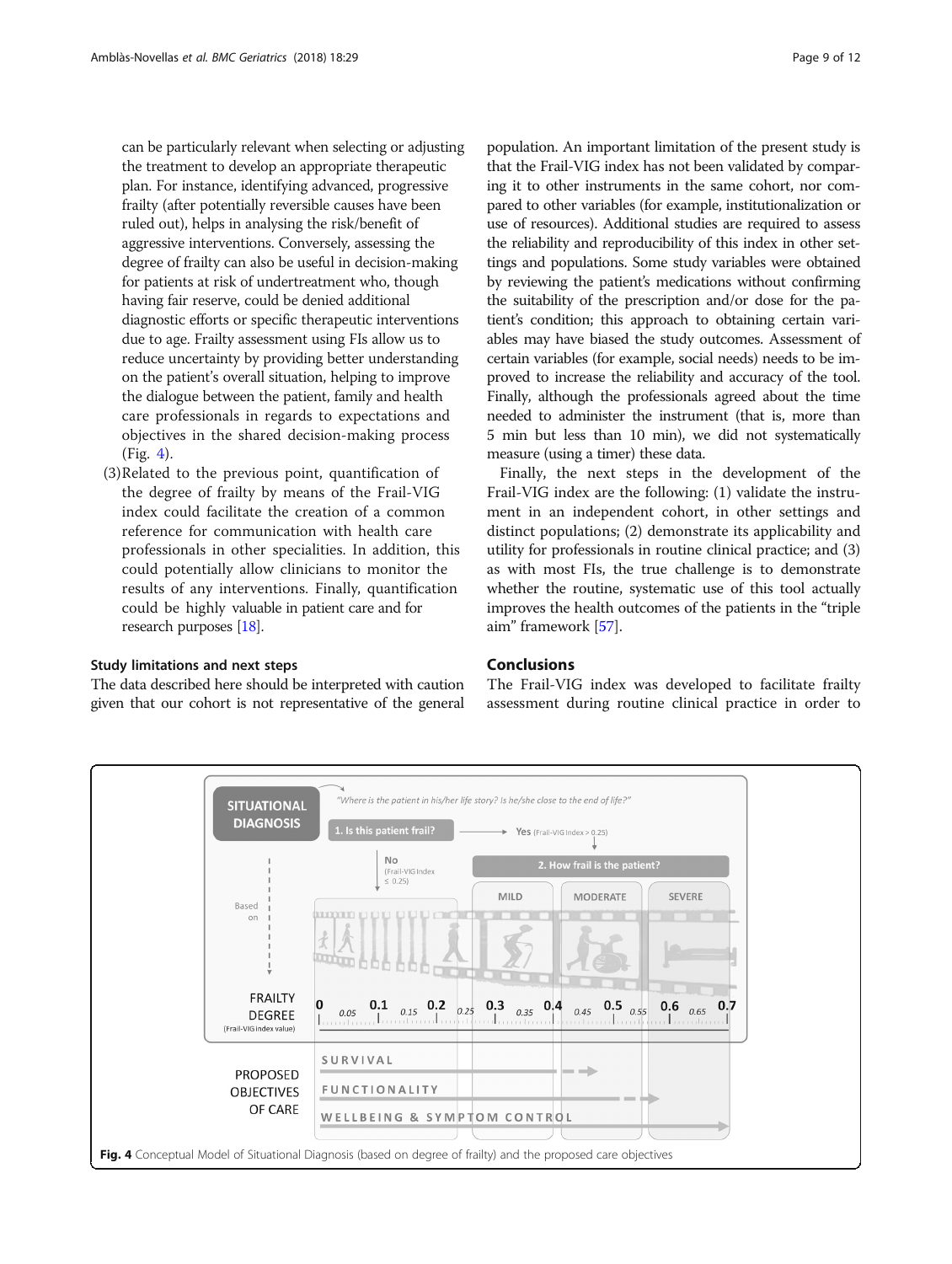can be particularly relevant when selecting or adjusting the treatment to develop an appropriate therapeutic plan. For instance, identifying advanced, progressive frailty (after potentially reversible causes have been ruled out), helps in analysing the risk/benefit of aggressive interventions. Conversely, assessing the degree of frailty can also be useful in decision-making for patients at risk of undertreatment who, though having fair reserve, could be denied additional diagnostic efforts or specific therapeutic interventions due to age. Frailty assessment using FIs allow us to reduce uncertainty by providing better understanding on the patient's overall situation, helping to improve the dialogue between the patient, family and health care professionals in regards to expectations and objectives in the shared decision-making process (Fig. 4).

(3) Related to the previous point, quantification of the degree of frailty by means of the Frail-VIG index could facilitate the creation of a common reference for communication with health care professionals in other specialities. In addition, this could potentially allow clinicians to monitor the results of any interventions. Finally, quantification could be highly valuable in patient care and for research purposes [18].

### Study limitations and next steps

The data described here should be interpreted with caution given that our cohort is not representative of the general population. An important limitation of the present study is that the Frail-VIG index has not been validated by comparing it to other instruments in the same cohort, nor compared to other variables (for example, institutionalization or use of resources). Additional studies are required to assess the reliability and reproducibility of this index in other settings and populations. Some study variables were obtained by reviewing the patient's medications without confirming the suitability of the prescription and/or dose for the patient's condition; this approach to obtaining certain variables may have biased the study outcomes. Assessment of certain variables (for example, social needs) needs to be improved to increase the reliability and accuracy of the tool. Finally, although the professionals agreed about the time needed to administer the instrument (that is, more than 5 min but less than 10 min), we did not systematically measure (using a timer) these data.

Finally, the next steps in the development of the Frail-VIG index are the following: (1) validate the instrument in an independent cohort, in other settings and distinct populations; (2) demonstrate its applicability and utility for professionals in routine clinical practice; and (3) as with most FIs, the true challenge is to demonstrate whether the routine, systematic use of this tool actually improves the health outcomes of the patients in the "triple aim" framework [57].

## Conclusions

The Frail-VIG index was developed to facilitate frailty assessment during routine clinical practice in order to

SITUATIONAL DIAGNOSIS

"Where is the patient in his/her life story? Is he/she close to the end of life?"

1. Is this patient frail?

Yes (Frail-VIG index > 0.25)

No (Frail-VIG index ≤ 0.25)

2. How frail is the patient?

MILD

MODERATE

SEVERE

Based on

FRAILTY DEGREE (Frail-VIG index value)

0, 0.05, 0.1, 0.15, 0.2, 0.25, 0.3, 0.35, 0.4, 0.45, 0.5, 0.55, 0.6, 0.65, 0.7

PROPOSED OBJECTIVES OF CARE

SURVIVAL

FUNCTIONALITY

WELLBEING & SYMPTOM CONTROL

**Fig. 4** Conceptual Model of Situational Diagnosis (based on degree of frailty) and the proposed care objectives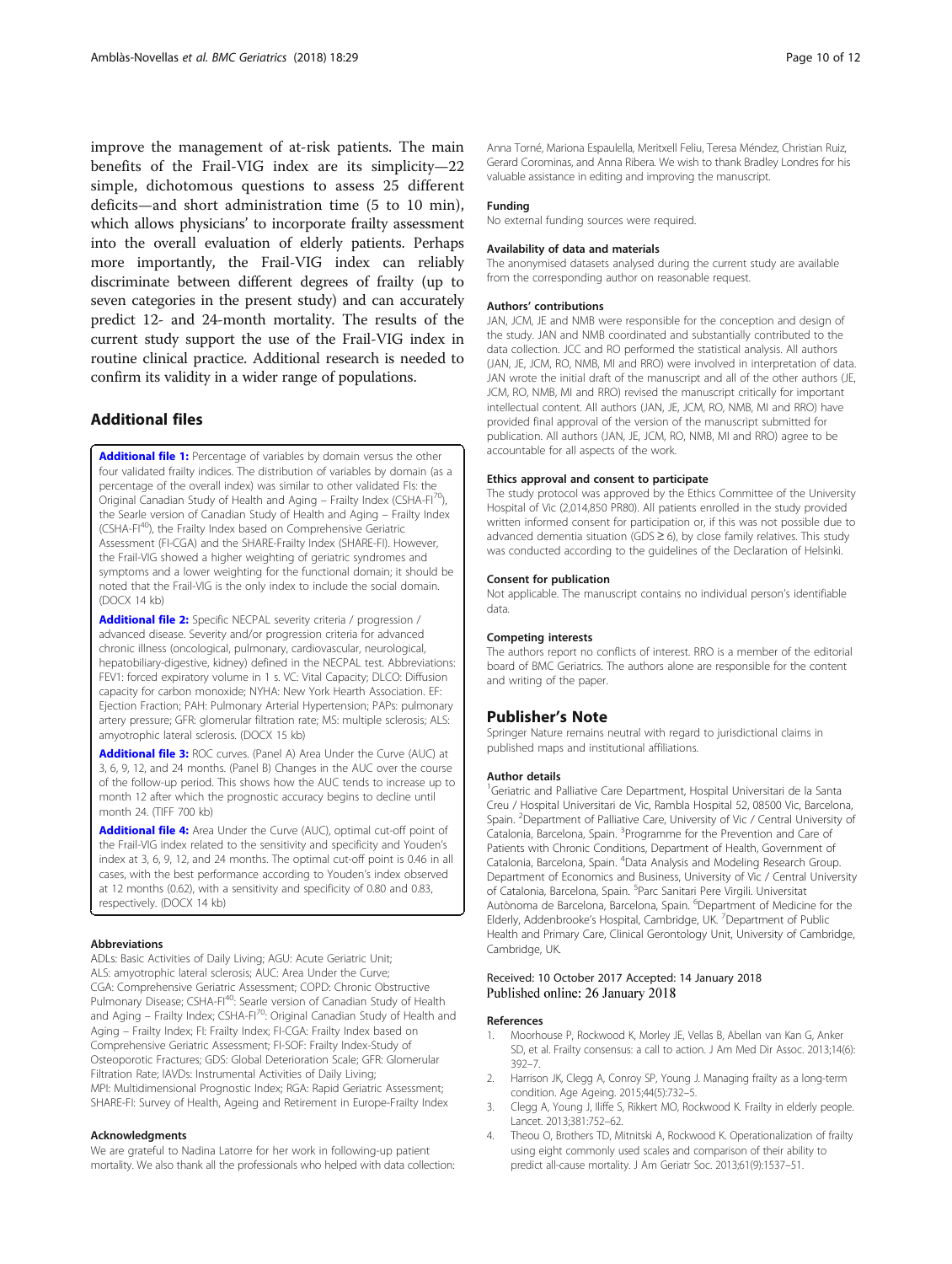improve the management of at-risk patients. The main benefits of the Frail-VIG index are its simplicity—22 simple, dichotomous questions to assess 25 different deficits—and short administration time (5 to 10 min), which allows physicians' to incorporate frailty assessment into the overall evaluation of elderly patients. Perhaps more importantly, the Frail-VIG index can reliably discriminate between different degrees of frailty (up to seven categories in the present study) and can accurately predict 12- and 24-month mortality. The results of the current study support the use of the Frail-VIG index in routine clinical practice. Additional research is needed to confirm its validity in a wider range of populations.

## Additional files

**Additional file 1:** Percentage of variables by domain versus the other four validated frailty indices. The distribution of variables by domain (as a percentage of the overall index) was similar to other validated FIs: the Original Canadian Study of Health and Aging – Frailty Index (CSHA-FI[70]), the Searle version of Canadian Study of Health and Aging – Frailty Index (CSHA-FI[40]), the Frailty Index based on Comprehensive Geriatric Assessment (FI-CGA) and the SHARE-Frailty Index (SHARE-FI). However, the Frail-VIG showed a higher weighting of geriatric syndromes and symptoms and a lower weighting for the functional domain; it should be noted that the Frail-VIG is the only index to include the social domain. (DOCX 14 kb)

**Additional file 2:** Specific NECPAL severity criteria / progression / advanced disease. Severity and/or progression criteria for advanced chronic illness (oncological, pulmonary, cardiovascular, neurological, hepatobiliary-digestive, kidney) defined in the NECPAL test. Abbreviations: FEV1: forced expiratory volume in 1 s. VC: Vital Capacity; DLCO: Diffusion capacity for carbon monoxide; NYHA: New York Hearth Association. EF: Ejection Fraction; PAH: Pulmonary Arterial Hypertension; PAPs: pulmonary artery pressure; GFR: glomerular filtration rate; MS: multiple sclerosis; ALS: amyotrophic lateral sclerosis. (DOCX 15 kb)

**Additional file 3:** ROC curves. (Panel A) Area Under the Curve (AUC) at 3, 6, 9, 12, and 24 months. (Panel B) Changes in the AUC over the course of the follow-up period. This shows how the AUC tends to increase up to month 12 after which the prognostic accuracy begins to decline until month 24. (TIFF 700 kb)

**Additional file 4:** Area Under the Curve (AUC), optimal cut-off point of the Frail-VIG index related to the sensitivity and specificity and Youden's index at 3, 6, 9, 12, and 24 months. The optimal cut-off point is 0.46 in all cases, with the best performance according to Youden's index observed at 12 months (0.62), with a sensitivity and specificity of 0.80 and 0.83, respectively. (DOCX 14 kb)

#### Abbreviations

ADLs: Basic Activities of Daily Living; AGU: Acute Geriatric Unit; ALS: amyotrophic lateral sclerosis; AUC: Area Under the Curve; CGA: Comprehensive Geriatric Assessment; COPD: Chronic Obstructive Pulmonary Disease; CSHA-FI[40]: Searle version of Canadian Study of Health and Aging – Frailty Index; CSHA-FI[70]: Original Canadian Study of Health and Aging – Frailty Index; FI: Frailty Index; FI-CGA: Frailty Index based on Comprehensive Geriatric Assessment; FI-SOF: Frailty Index-Study of Osteoporotic Fractures; GDS: Global Deterioration Scale; GFR: Glomerular Filtration Rate; IAVDs: Instrumental Activities of Daily Living; MPI: Multidimensional Prognostic Index; RGA: Rapid Geriatric Assessment; SHARE-FI: Survey of Health, Ageing and Retirement in Europe-Frailty Index

#### Acknowledgments

We are grateful to Nadina Latorre for her work in following-up patient mortality. We also thank all the professionals who helped with data collection: Anna Torné, Mariona Espaulella, Meritxell Feliu, Teresa Méndez, Christian Ruiz, Gerard Corominas, and Anna Ribera. We wish to thank Bradley Londres for his valuable assistance in editing and improving the manuscript.

#### Funding

No external funding sources were required.

#### Availability of data and materials

The anonymised datasets analysed during the current study are available from the corresponding author on reasonable request.

#### Authors' contributions

JAN, JCM, JE and NMB were responsible for the conception and design of the study. JAN and NMB coordinated and substantially contributed to the data collection. JCC and RO performed the statistical analysis. All authors (JAN, JE, JCM, RO, NMB, MI and RRO) were involved in interpretation of data. JAN wrote the initial draft of the manuscript and all of the other authors (JE, JCM, RO, NMB, MI and RRO) revised the manuscript critically for important intellectual content. All authors (JAN, JE, JCM, RO, NMB, MI and RRO) have provided final approval of the version of the manuscript submitted for publication. All authors (JAN, JE, JCM, RO, NMB, MI and RRO) agree to be accountable for all aspects of the work.

#### Ethics approval and consent to participate

The study protocol was approved by the Ethics Committee of the University Hospital of Vic (2,014,850 PR80). All patients enrolled in the study provided written informed consent for participation or, if this was not possible due to advanced dementia situation (GDS ≥ 6), by close family relatives. This study was conducted according to the guidelines of the Declaration of Helsinki.

#### Consent for publication

Not applicable. The manuscript contains no individual person's identifiable data.

#### Competing interests

The authors report no conflicts of interest. RRO is a member of the editorial board of BMC Geriatrics. The authors alone are responsible for the content and writing of the paper.

## Publisher's Note

Springer Nature remains neutral with regard to jurisdictional claims in published maps and institutional affiliations.

#### Author details

[1]Geriatric and Palliative Care Department, Hospital Universitari de la Santa Creu / Hospital Universitari de Vic, Rambla Hospital 52, 08500 Vic, Barcelona, Spain. [2]Department of Palliative Care, University of Vic / Central University of Catalonia, Barcelona, Spain. [3]Programme for the Prevention and Care of Patients with Chronic Conditions, Department of Health, Government of Catalonia, Barcelona, Spain. [4]Data Analysis and Modeling Research Group. Department of Economics and Business, University of Vic / Central University of Catalonia, Barcelona, Spain. [5]Parc Sanitari Pere Virgili. Universitat Autònoma de Barcelona, Barcelona, Spain. [6]Department of Medicine for the Elderly, Addenbrooke's Hospital, Cambridge, UK. [7]Department of Public Health and Primary Care, Clinical Gerontology Unit, University of Cambridge, Cambridge, UK.

Received: 10 October 2017 Accepted: 14 January 2018
Published online: 26 January 2018

#### References

1. Moorhouse P, Rockwood K, Morley JE, Vellas B, Abellan van Kan G, Anker SD, et al. Frailty consensus: a call to action. J Am Med Dir Assoc. 2013;14(6): 392–7.
2. Harrison JK, Clegg A, Conroy SP, Young J. Managing frailty as a long-term condition. Age Ageing. 2015;44(5):732–5.
3. Clegg A, Young J, Iliffe S, Rikkert MO, Rockwood K. Frailty in elderly people. Lancet. 2013;381:752–62.
4. Theou O, Brothers TD, Mitnitski A, Rockwood K. Operationalization of frailty using eight commonly used scales and comparison of their ability to predict all-cause mortality. J Am Geriatr Soc. 2013;61(9):1537–51.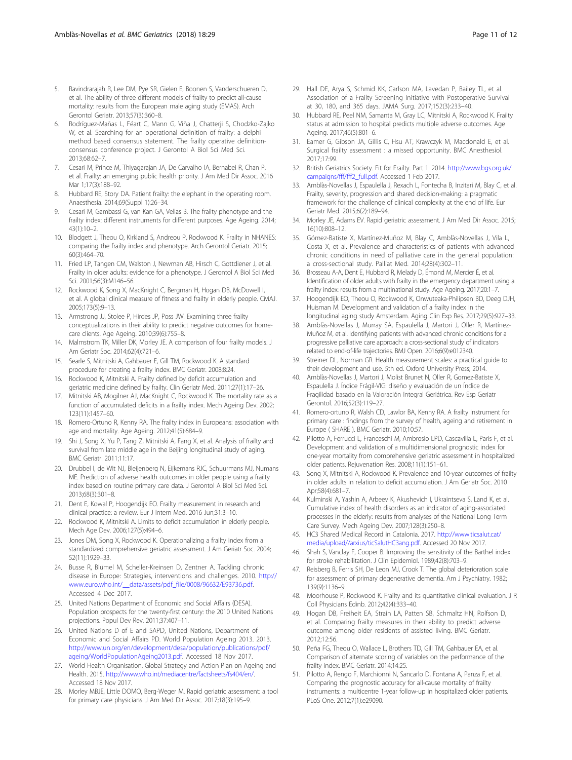5. Ravindrarajah R, Lee DM, Pye SR, Gielen E, Boonen S, Vanderschueren D, et al. The ability of three different models of frailty to predict all-cause mortality: results from the European male aging study (EMAS). Arch Gerontol Geriatr. 2013;57(3):360–8.
6. Rodríguez-Mañas L, Féart C, Mann G, Viña J, Chatterji S, Chodzko-Zajko W, et al. Searching for an operational definition of frailty: a delphi method based consensus statement. The frailty operative definition-consensus conference project. J Gerontol A Biol Sci Med Sci. 2013;68:62–7.
7. Cesari M, Prince M, Thiyagarajan JA, De Carvalho IA, Bernabei R, Chan P, et al. Frailty: an emerging public health priority. J Am Med Dir Assoc. 2016 Mar 1;17(3):188–92.
8. Hubbard RE, Story DA. Patient frailty: the elephant in the operating room. Anaesthesia. 2014;69(Suppl 1):26–34.
9. Cesari M, Gambassi G, van Kan GA, Vellas B. The frailty phenotype and the frailty index: different instruments for different purposes. Age Ageing. 2014; 43(1):10–2.
10. Blodgett J, Theou O, Kirkland S, Andreou P, Rockwood K. Frailty in NHANES: comparing the frailty index and phenotype. Arch Gerontol Geriatr. 2015; 60(3):464–70.
11. Fried LP, Tangen CM, Walston J, Newman AB, Hirsch C, Gottdiener J, et al. Frailty in older adults: evidence for a phenotype. J Gerontol A Biol Sci Med Sci. 2001;56(3):M146–56.
12. Rockwood K, Song X, MacKnight C, Bergman H, Hogan DB, McDowell I, et al. A global clinical measure of fitness and frailty in elderly people. CMAJ. 2005;173(5):9–13.
13. Armstrong JJ, Stolee P, Hirdes JP, Poss JW. Examining three frailty conceptualizations in their ability to predict negative outcomes for home-care clients. Age Ageing. 2010;39(6):755–8.
14. Malmstrom TK, Miller DK, Morley JE. A comparison of four frailty models. J Am Geriatr Soc. 2014;62(4):721–6.
15. Searle S, Mitnitski A, Gahbauer E, Gill TM, Rockwood K. A standard procedure for creating a frailty index. BMC Geriatr. 2008;8:24.
16. Rockwood K, Mitnitski A. Frailty defined by deficit accumulation and geriatric medicine defined by frailty. Clin Geriatr Med. 2011;27(1):17–26.
17. Mitnitski AB, Mogilner AJ, MacKnight C, Rockwood K. The mortality rate as a function of accumulated deficits in a frailty index. Mech Ageing Dev. 2002; 123(11):1457–60.
18. Romero-Ortuno R, Kenny RA. The frailty index in Europeans: association with age and mortality. Age Ageing. 2012;41(5):684–9.
19. Shi J, Song X, Yu P, Tang Z, Mitnitski A, Fang X, et al. Analysis of frailty and survival from late middle age in the Beijing longitudinal study of aging. BMC Geriatr. 2011;11:17.
20. Drubbel I, de Wit NJ, Bleijenberg N, Eijkemans RJC, Schuurmans MJ, Numans ME. Prediction of adverse health outcomes in older people using a frailty index based on routine primary care data. J Gerontol A Biol Sci Med Sci. 2013;68(3):301–8.
21. Dent E, Kowal P, Hoogendijk EO. Frailty measurement in research and clinical practice: a review. Eur J Intern Med. 2016 Jun;31:3–10.
22. Rockwood K, Mitnitski A. Limits to deficit accumulation in elderly people. Mech Age Dev. 2006;127(5):494–6.
23. Jones DM, Song X, Rockwood K. Operationalizing a frailty index from a standardized comprehensive geriatric assessment. J Am Geriatr Soc. 2004; 52(11):1929–33.
24. Busse R, Blümel M, Scheller-Kreinsen D, Zentner A. Tackling chronic disease in Europe: Strategies, interventions and challenges. 2010. http://www.euro.who.int/__data/assets/pdf_file/0008/96632/E93736.pdf. Accessed 4 Dec 2017.
25. United Nations Department of Economic and Social Affairs (DESA). Population prospects for the twenty-first century: the 2010 United Nations projections. Popul Dev Rev. 2011;37:407–11.
26. United Nations D of E and SAPD, United Nations, Department of Economic and Social Affairs PD. World Population Ageing 2013. 2013. http://www.un.org/en/development/desa/population/publications/pdf/ageing/WorldPopulationAgeing2013.pdf. Accessed 18 Nov 2017.
27. World Health Organisation. Global Strategy and Action Plan on Ageing and Health. 2015. http://www.who.int/mediacentre/factsheets/fs404/en/. Accessed 18 Nov 2017.
28. Morley MBJE, Little DOMO, Berg-Weger M. Rapid geriatric assessment: a tool for primary care physicians. J Am Med Dir Assoc. 2017;18(3):195–9.
29. Hall DE, Arya S, Schmid KK, Carlson MA, Lavedan P, Bailey TL, et al. Association of a Frailty Screening Initiative with Postoperative Survival at 30, 180, and 365 days. JAMA Surg. 2017;152(3):233–40.
30. Hubbard RE, Peel NM, Samanta M, Gray LC, Mitnitski A, Rockwood K. Frailty status at admission to hospital predicts multiple adverse outcomes. Age Ageing. 2017;46(5):801–6.
31. Eamer G, Gibson JA, Gillis C, Hsu AT, Krawczyk M, Macdonald E, et al. Surgical frailty assessment : a missed opportunity. BMC Anesthesiol. 2017;17:99.
32. British Geriatrics Society. Fit for Frailty. Part 1. 2014. http://www.bgs.org.uk/campaigns/fff/fff2_full.pdf. Accessed 1 Feb 2017.
33. Amblàs-Novellas J, Espaulella J, Rexach L, Fontecha B, Inzitari M, Blay C, et al. Frailty, severity, progression and shared decision-making: a pragmatic framework for the challenge of clinical complexity at the end of life. Eur Geriatr Med. 2015;6(2):189–94.
34. Morley JE, Adams EV. Rapid geriatric assessment. J Am Med Dir Assoc. 2015; 16(10):808–12.
35. Gómez-Batiste X, Martínez-Muñoz M, Blay C, Amblàs-Novellas J, Vila L, Costa X, et al. Prevalence and characteristics of patients with advanced chronic conditions in need of palliative care in the general population: a cross-sectional study. Palliat Med. 2014;28(4):302–11.
36. Brousseau A-A, Dent E, Hubbard R, Melady D, Émond M, Mercier É, et al. Identification of older adults with frailty in the emergency department using a frailty index: results from a multinational study. Age Ageing. 2017;20:1–7.
37. Hoogendijk EO, Theou O, Rockwood K, Onwuteaka-Philipsen BD, Deeg DJH, Huisman M. Development and validation of a frailty index in the longitudinal aging study Amsterdam. Aging Clin Exp Res. 2017;29(5):927–33.
38. Amblàs-Novellas J, Murray SA, Espaulella J, Martori J, Oller R, Martínez-Muñoz M, et al. Identifying patients with advanced chronic conditions for a progressive palliative care approach: a cross-sectional study of indicators related to end-of-life trajectories. BMJ Open. 2016;6(9):e012340.
39. Streiner DL, Norman GR. Health measurement scales: a practical guide to their development and use. 5th ed. Oxford University Press; 2014.
40. Amblàs-Novellas J, Martori J, Molist Brunet N, Oller R, Gomez-Batiste X, Espaulella J. Índice Frágil-VIG: diseño y evaluación de un Índice de Fragilidad basado en la Valoración Integral Geriátrica. Rev Esp Geriatr Gerontol. 2016;52(3):119–27.
41. Romero-ortuno R, Walsh CD, Lawlor BA, Kenny RA. A frailty instrument for primary care : findings from the survey of health, ageing and retirement in Europe ( SHARE ). BMC Geriatr. 2010;10:57.
42. Pilotto A, Ferrucci L, Franceschi M, Ambrosio LPD, Cascavilla L, Paris F, et al. Development and validation of a multidimensional prognostic index for one-year mortality from comprehensive geriatric assessment in hospitalized older patients. Rejuvenation Res. 2008;11(1):151–61.
43. Song X, Mitnitski A, Rockwood K. Prevalence and 10-year outcomes of frailty in older adults in relation to deficit accumulation. J Am Geriatr Soc. 2010 Apr;58(4):681–7.
44. Kulminski A, Yashin A, Arbeev K, Akushevich I, Ukraintseva S, Land K, et al. Cumulative index of health disorders as an indicator of aging-associated processes in the elderly: results from analyses of the National Long Term Care Survey. Mech Ageing Dev. 2007;128(3):250–8.
45. HC3 Shared Medical Record in Catalonia. 2017. http://www.ticsalut.cat/media/upload//arxius/ticSalutHC3ang.pdf. Accessed 20 Nov 2017.
46. Shah S, Vanclay F, Cooper B. Improving the sensitivity of the Barthel index for stroke rehabilitation. J Clin Epidemiol. 1989;42(8):703–9.
47. Reisberg B, Ferris SH, De Leon MJ, Crook T. The global deterioration scale for assessment of primary degenerative dementia. Am J Psychiatry. 1982; 139(9):1136–9.
48. Moorhouse P, Rockwood K. Frailty and its quantitative clinical evaluation. J R Coll Physicians Edinb. 2012;42(4):333–40.
49. Hogan DB, Freiheit EA, Strain LA, Patten SB, Schmaltz HN, Rolfson D, et al. Comparing frailty measures in their ability to predict adverse outcome among older residents of assisted living. BMC Geriatr. 2012;12:56.
50. Peña FG, Theou O, Wallace L, Brothers TD, Gill TM, Gahbauer EA, et al. Comparison of alternate scoring of variables on the performance of the frailty index. BMC Geriatr. 2014;14:25.
51. Pilotto A, Rengo F, Marchionni N, Sancarlo D, Fontana A, Panza F, et al. Comparing the prognostic accuracy for all-cause mortality of frailty instruments: a multicentre 1-year follow-up in hospitalized older patients. PLoS One. 2012;7(1):e29090.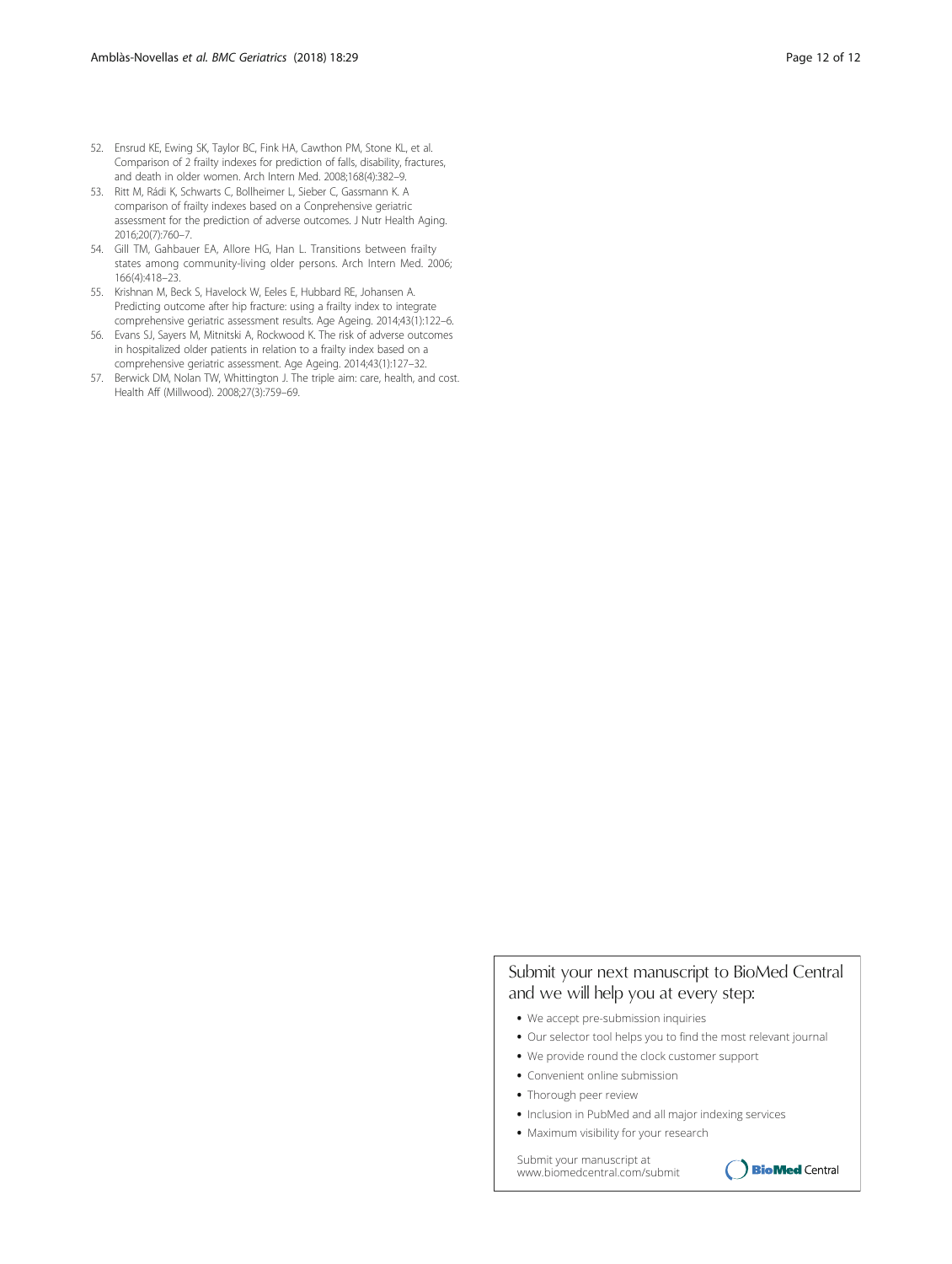52. Ensrud KE, Ewing SK, Taylor BC, Fink HA, Cawthon PM, Stone KL, et al. Comparison of 2 frailty indexes for prediction of falls, disability, fractures, and death in older women. Arch Intern Med. 2008;168(4):382–9.
53. Ritt M, Rádi K, Schwarts C, Bollheimer L, Sieber C, Gassmann K. A comparison of frailty indexes based on a Conprehensive geriatric assessment for the prediction of adverse outcomes. J Nutr Health Aging. 2016;20(7):760–7.
54. Gill TM, Gahbauer EA, Allore HG, Han L. Transitions between frailty states among community-living older persons. Arch Intern Med. 2006; 166(4):418–23.
55. Krishnan M, Beck S, Havelock W, Eeles E, Hubbard RE, Johansen A. Predicting outcome after hip fracture: using a frailty index to integrate comprehensive geriatric assessment results. Age Ageing. 2014;43(1):122–6.
56. Evans SJ, Sayers M, Mitnitski A, Rockwood K. The risk of adverse outcomes in hospitalized older patients in relation to a frailty index based on a comprehensive geriatric assessment. Age Ageing. 2014;43(1):127–32.
57. Berwick DM, Nolan TW, Whittington J. The triple aim: care, health, and cost. Health Aff (Millwood). 2008;27(3):759–69.

Submit your next manuscript to BioMed Central and we will help you at every step:

- We accept pre-submission inquiries
- Our selector tool helps you to find the most relevant journal
- We provide round the clock customer support
- Convenient online submission
- Thorough peer review
- Inclusion in PubMed and all major indexing services
- Maximum visibility for your research

Submit your manuscript at www.biomedcentral.com/submit

BioMed Central